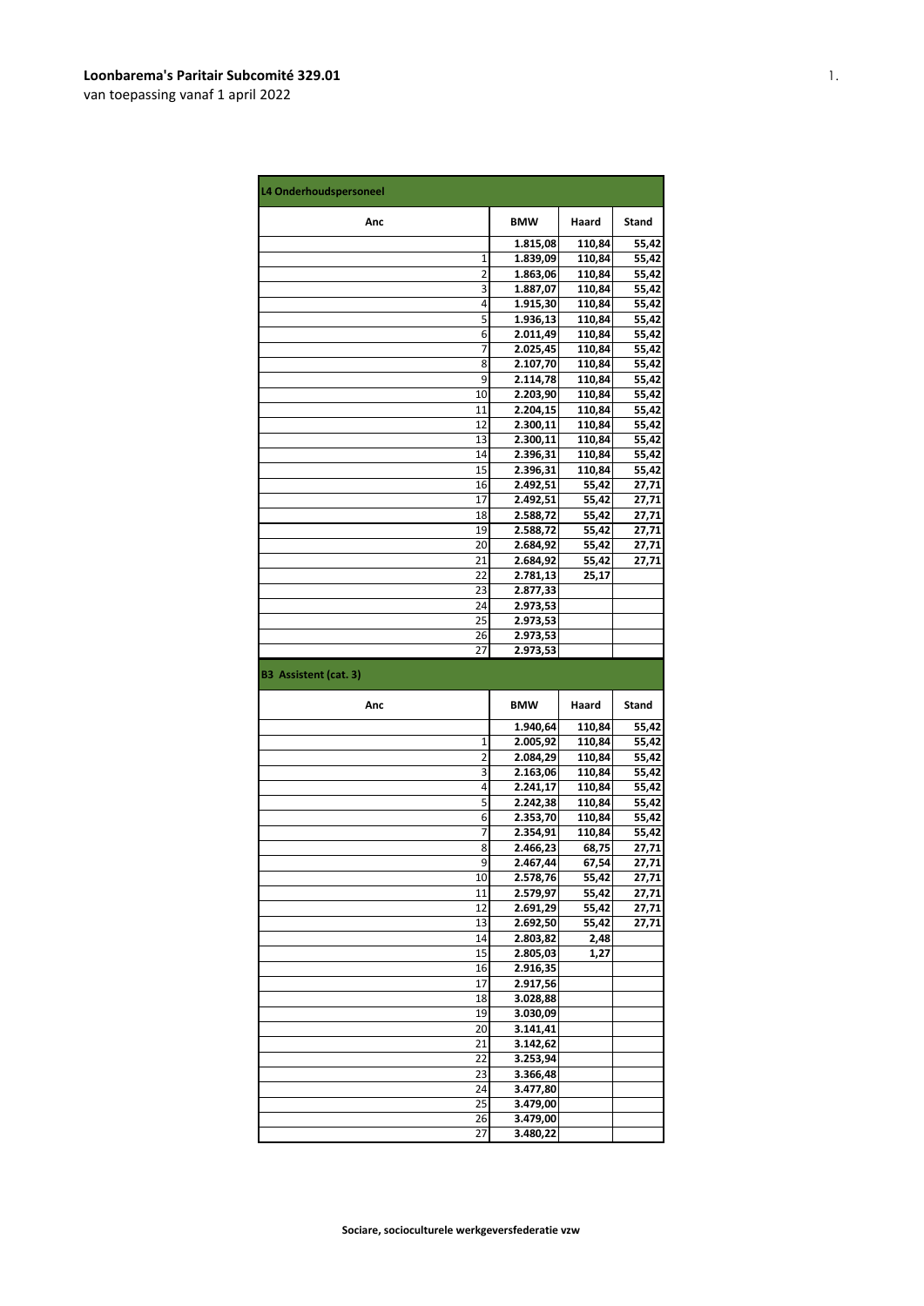**Loonbarema's Paritair Subcomité 329.01**

van toepassing vanaf 1 april 2022

| L4 Onderhoudspersoneel | | | |
|---|---|---|---|
| **Anc** | **BMW** | **Haard** | **Stand** |
| | 1.815,08 | 110,84 | 55,42 |
| 1 | 1.839,09 | 110,84 | 55,42 |
| 2 | 1.863,06 | 110,84 | 55,42 |
| 3 | 1.887,07 | 110,84 | 55,42 |
| 4 | 1.915,30 | 110,84 | 55,42 |
| 5 | 1.936,13 | 110,84 | 55,42 |
| 6 | 2.011,49 | 110,84 | 55,42 |
| 7 | 2.025,45 | 110,84 | 55,42 |
| 8 | 2.107,70 | 110,84 | 55,42 |
| 9 | 2.114,78 | 110,84 | 55,42 |
| 10 | 2.203,90 | 110,84 | 55,42 |
| 11 | 2.204,15 | 110,84 | 55,42 |
| 12 | 2.300,11 | 110,84 | 55,42 |
| 13 | 2.300,11 | 110,84 | 55,42 |
| 14 | 2.396,31 | 110,84 | 55,42 |
| 15 | 2.396,31 | 110,84 | 55,42 |
| 16 | 2.492,51 | 55,42 | 27,71 |
| 17 | 2.492,51 | 55,42 | 27,71 |
| 18 | 2.588,72 | 55,42 | 27,71 |
| 19 | 2.588,72 | 55,42 | 27,71 |
| 20 | 2.684,92 | 55,42 | 27,71 |
| 21 | 2.684,92 | 55,42 | 27,71 |
| 22 | 2.781,13 | 25,17 | |
| 23 | 2.877,33 | | |
| 24 | 2.973,53 | | |
| 25 | 2.973,53 | | |
| 26 | 2.973,53 | | |
| 27 | 2.973,53 | | |

| B3 Assistent (cat. 3) | | | |
|---|---|---|---|
| **Anc** | **BMW** | **Haard** | **Stand** |
| | 1.940,64 | 110,84 | 55,42 |
| 1 | 2.005,92 | 110,84 | 55,42 |
| 2 | 2.084,29 | 110,84 | 55,42 |
| 3 | 2.163,06 | 110,84 | 55,42 |
| 4 | 2.241,17 | 110,84 | 55,42 |
| 5 | 2.242,38 | 110,84 | 55,42 |
| 6 | 2.353,70 | 110,84 | 55,42 |
| 7 | 2.354,91 | 110,84 | 55,42 |
| 8 | 2.466,23 | 68,75 | 27,71 |
| 9 | 2.467,44 | 67,54 | 27,71 |
| 10 | 2.578,76 | 55,42 | 27,71 |
| 11 | 2.579,97 | 55,42 | 27,71 |
| 12 | 2.691,29 | 55,42 | 27,71 |
| 13 | 2.692,50 | 55,42 | 27,71 |
| 14 | 2.803,82 | 2,48 | |
| 15 | 2.805,03 | 1,27 | |
| 16 | 2.916,35 | | |
| 17 | 2.917,56 | | |
| 18 | 3.028,88 | | |
| 19 | 3.030,09 | | |
| 20 | 3.141,41 | | |
| 21 | 3.142,62 | | |
| 22 | 3.253,94 | | |
| 23 | 3.366,48 | | |
| 24 | 3.477,80 | | |
| 25 | 3.479,00 | | |
| 26 | 3.479,00 | | |
| 27 | 3.480,22 | | |

**Sociare, socioculturele werkgeversfederatie vzw**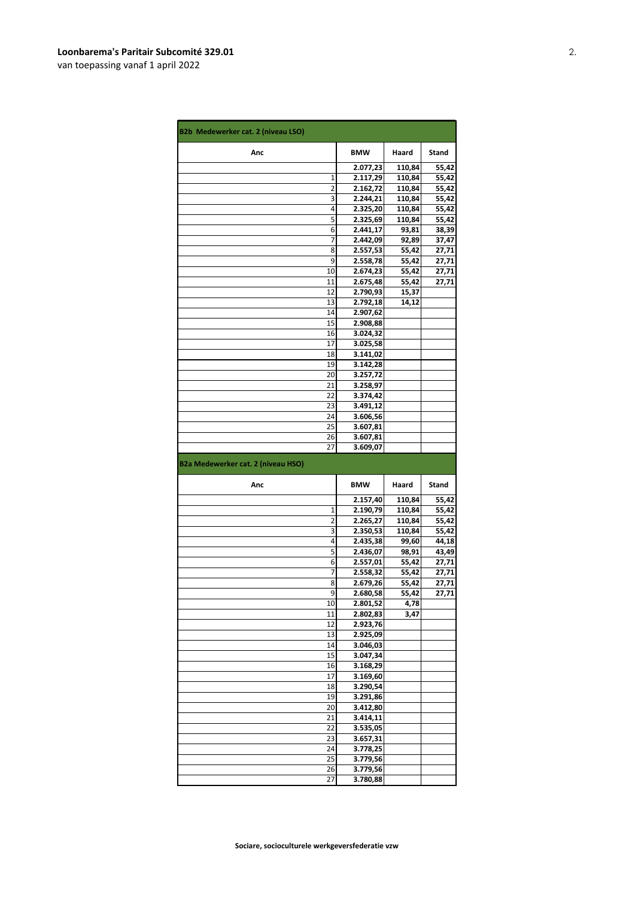**Loonbarema's Paritair Subcomité 329.01**
van toepassing vanaf 1 april 2022

| B2b Medewerker cat. 2 (niveau LSO) | | | |
|---|---|---|---|
| **Anc** | **BMW** | **Haard** | **Stand** |
| | 2.077,23 | 110,84 | 55,42 |
| 1 | 2.117,29 | 110,84 | 55,42 |
| 2 | 2.162,72 | 110,84 | 55,42 |
| 3 | 2.244,21 | 110,84 | 55,42 |
| 4 | 2.325,20 | 110,84 | 55,42 |
| 5 | 2.325,69 | 110,84 | 55,42 |
| 6 | 2.441,17 | 93,81 | 38,39 |
| 7 | 2.442,09 | 92,89 | 37,47 |
| 8 | 2.557,53 | 55,42 | 27,71 |
| 9 | 2.558,78 | 55,42 | 27,71 |
| 10 | 2.674,23 | 55,42 | 27,71 |
| 11 | 2.675,48 | 55,42 | 27,71 |
| 12 | 2.790,93 | 15,37 | |
| 13 | 2.792,18 | 14,12 | |
| 14 | 2.907,62 | | |
| 15 | 2.908,88 | | |
| 16 | 3.024,32 | | |
| 17 | 3.025,58 | | |
| 18 | 3.141,02 | | |
| 19 | 3.142,28 | | |
| 20 | 3.257,72 | | |
| 21 | 3.258,97 | | |
| 22 | 3.374,42 | | |
| 23 | 3.491,12 | | |
| 24 | 3.606,56 | | |
| 25 | 3.607,81 | | |
| 26 | 3.607,81 | | |
| 27 | 3.609,07 | | |

| B2a Medewerker cat. 2 (niveau HSO) | | | |
|---|---|---|---|
| **Anc** | **BMW** | **Haard** | **Stand** |
| | 2.157,40 | 110,84 | 55,42 |
| 1 | 2.190,79 | 110,84 | 55,42 |
| 2 | 2.265,27 | 110,84 | 55,42 |
| 3 | 2.350,53 | 110,84 | 55,42 |
| 4 | 2.435,38 | 99,60 | 44,18 |
| 5 | 2.436,07 | 98,91 | 43,49 |
| 6 | 2.557,01 | 55,42 | 27,71 |
| 7 | 2.558,32 | 55,42 | 27,71 |
| 8 | 2.679,26 | 55,42 | 27,71 |
| 9 | 2.680,58 | 55,42 | 27,71 |
| 10 | 2.801,52 | 4,78 | |
| 11 | 2.802,83 | 3,47 | |
| 12 | 2.923,76 | | |
| 13 | 2.925,09 | | |
| 14 | 3.046,03 | | |
| 15 | 3.047,34 | | |
| 16 | 3.168,29 | | |
| 17 | 3.169,60 | | |
| 18 | 3.290,54 | | |
| 19 | 3.291,86 | | |
| 20 | 3.412,80 | | |
| 21 | 3.414,11 | | |
| 22 | 3.535,05 | | |
| 23 | 3.657,31 | | |
| 24 | 3.778,25 | | |
| 25 | 3.779,56 | | |
| 26 | 3.779,56 | | |
| 27 | 3.780,88 | | |

**Sociare, socioculturele werkgeversfederatie vzw**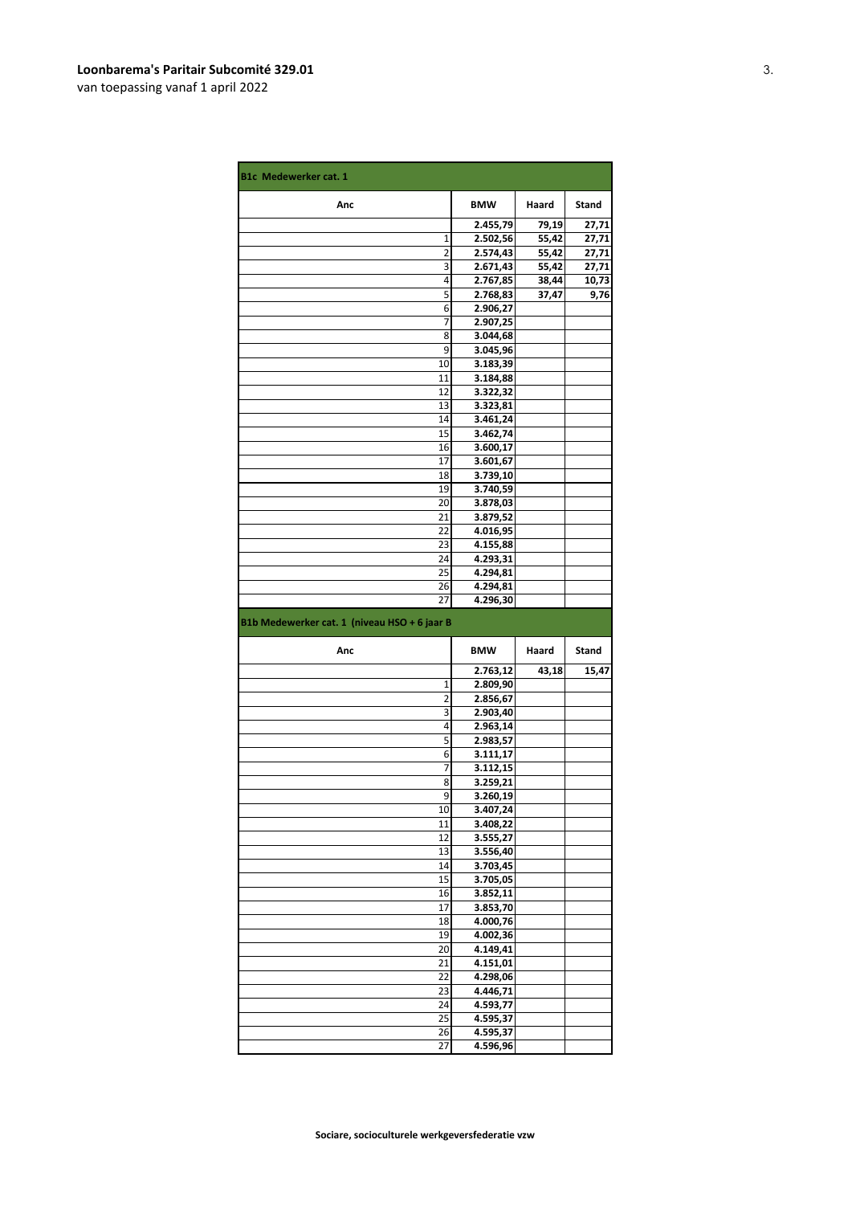**Loonbarema's Paritair Subcomité 329.01**
van toepassing vanaf 1 april 2022

| B1c Medewerker cat. 1 | | | |
|---|---|---|---|
| **Anc** | **BMW** | **Haard** | **Stand** |
| | **2.455,79** | **79,19** | **27,71** |
| 1 | **2.502,56** | **55,42** | **27,71** |
| 2 | **2.574,43** | **55,42** | **27,71** |
| 3 | **2.671,43** | **55,42** | **27,71** |
| 4 | **2.767,85** | **38,44** | **10,73** |
| 5 | **2.768,83** | **37,47** | **9,76** |
| 6 | **2.906,27** | | |
| 7 | **2.907,25** | | |
| 8 | **3.044,68** | | |
| 9 | **3.045,96** | | |
| 10 | **3.183,39** | | |
| 11 | **3.184,88** | | |
| 12 | **3.322,32** | | |
| 13 | **3.323,81** | | |
| 14 | **3.461,24** | | |
| 15 | **3.462,74** | | |
| 16 | **3.600,17** | | |
| 17 | **3.601,67** | | |
| 18 | **3.739,10** | | |
| 19 | **3.740,59** | | |
| 20 | **3.878,03** | | |
| 21 | **3.879,52** | | |
| 22 | **4.016,95** | | |
| 23 | **4.155,88** | | |
| 24 | **4.293,31** | | |
| 25 | **4.294,81** | | |
| 26 | **4.294,81** | | |
| 27 | **4.296,30** | | |

| B1b Medewerker cat. 1 (niveau HSO + 6 jaar B | | | |
|---|---|---|---|
| **Anc** | **BMW** | **Haard** | **Stand** |
| | **2.763,12** | **43,18** | **15,47** |
| 1 | **2.809,90** | | |
| 2 | **2.856,67** | | |
| 3 | **2.903,40** | | |
| 4 | **2.963,14** | | |
| 5 | **2.983,57** | | |
| 6 | **3.111,17** | | |
| 7 | **3.112,15** | | |
| 8 | **3.259,21** | | |
| 9 | **3.260,19** | | |
| 10 | **3.407,24** | | |
| 11 | **3.408,22** | | |
| 12 | **3.555,27** | | |
| 13 | **3.556,40** | | |
| 14 | **3.703,45** | | |
| 15 | **3.705,05** | | |
| 16 | **3.852,11** | | |
| 17 | **3.853,70** | | |
| 18 | **4.000,76** | | |
| 19 | **4.002,36** | | |
| 20 | **4.149,41** | | |
| 21 | **4.151,01** | | |
| 22 | **4.298,06** | | |
| 23 | **4.446,71** | | |
| 24 | **4.593,77** | | |
| 25 | **4.595,37** | | |
| 26 | **4.595,37** | | |
| 27 | **4.596,96** | | |

**Sociare, socioculturele werkgeversfederatie vzw**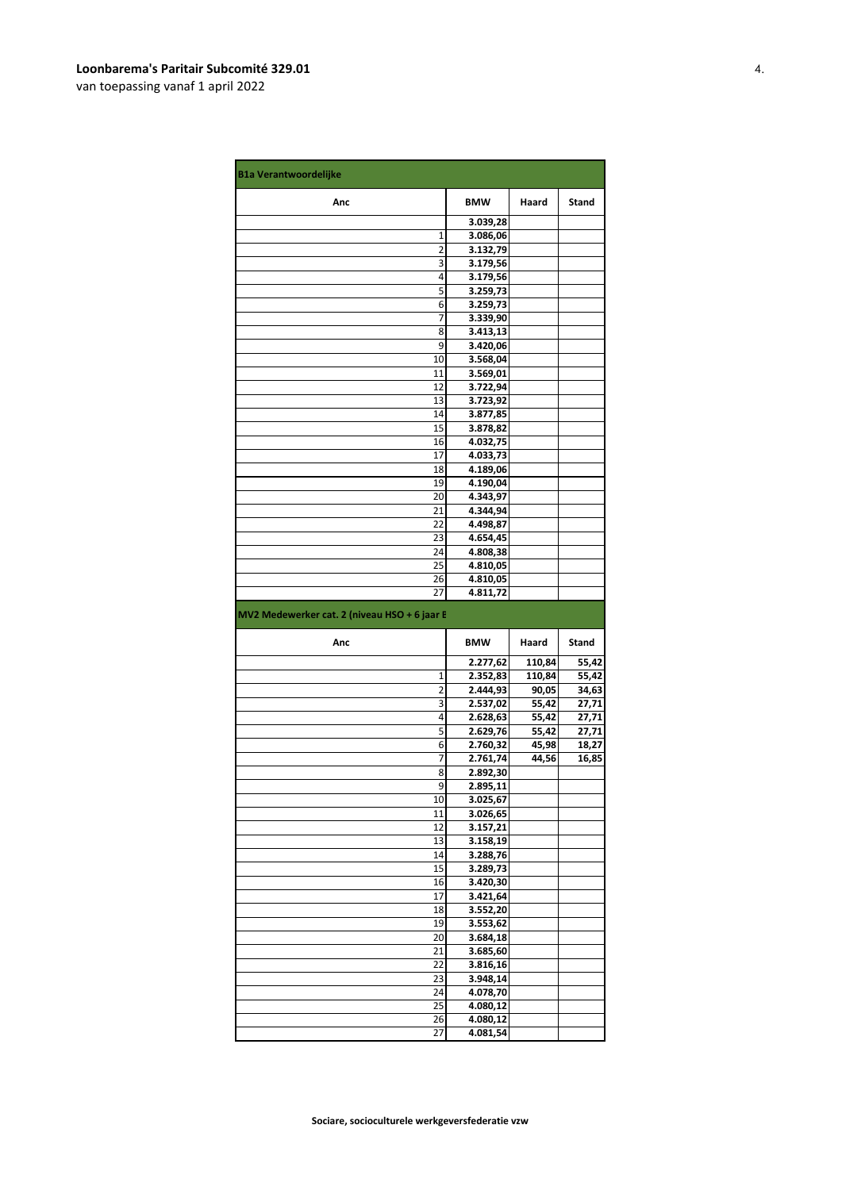**Loonbarema's Paritair Subcomité 329.01**
van toepassing vanaf 1 april 2022

| B1a Verantwoordelijke | | | |
|---|---|---|---|
| **Anc** | **BMW** | **Haard** | **Stand** |
| | 3.039,28 | | |
| 1 | 3.086,06 | | |
| 2 | 3.132,79 | | |
| 3 | 3.179,56 | | |
| 4 | 3.179,56 | | |
| 5 | 3.259,73 | | |
| 6 | 3.259,73 | | |
| 7 | 3.339,90 | | |
| 8 | 3.413,13 | | |
| 9 | 3.420,06 | | |
| 10 | 3.568,04 | | |
| 11 | 3.569,01 | | |
| 12 | 3.722,94 | | |
| 13 | 3.723,92 | | |
| 14 | 3.877,85 | | |
| 15 | 3.878,82 | | |
| 16 | 4.032,75 | | |
| 17 | 4.033,73 | | |
| 18 | 4.189,06 | | |
| 19 | 4.190,04 | | |
| 20 | 4.343,97 | | |
| 21 | 4.344,94 | | |
| 22 | 4.498,87 | | |
| 23 | 4.654,45 | | |
| 24 | 4.808,38 | | |
| 25 | 4.810,05 | | |
| 26 | 4.810,05 | | |
| 27 | 4.811,72 | | |

| MV2 Medewerker cat. 2 (niveau HSO + 6 jaar E | | | |
|---|---|---|---|
| **Anc** | **BMW** | **Haard** | **Stand** |
| | 2.277,62 | 110,84 | 55,42 |
| 1 | 2.352,83 | 110,84 | 55,42 |
| 2 | 2.444,93 | 90,05 | 34,63 |
| 3 | 2.537,02 | 55,42 | 27,71 |
| 4 | 2.628,63 | 55,42 | 27,71 |
| 5 | 2.629,76 | 55,42 | 27,71 |
| 6 | 2.760,32 | 45,98 | 18,27 |
| 7 | 2.761,74 | 44,56 | 16,85 |
| 8 | 2.892,30 | | |
| 9 | 2.895,11 | | |
| 10 | 3.025,67 | | |
| 11 | 3.026,65 | | |
| 12 | 3.157,21 | | |
| 13 | 3.158,19 | | |
| 14 | 3.288,76 | | |
| 15 | 3.289,73 | | |
| 16 | 3.420,30 | | |
| 17 | 3.421,64 | | |
| 18 | 3.552,20 | | |
| 19 | 3.553,62 | | |
| 20 | 3.684,18 | | |
| 21 | 3.685,60 | | |
| 22 | 3.816,16 | | |
| 23 | 3.948,14 | | |
| 24 | 4.078,70 | | |
| 25 | 4.080,12 | | |
| 26 | 4.080,12 | | |
| 27 | 4.081,54 | | |

**Sociare, socioculturele werkgeversfederatie vzw**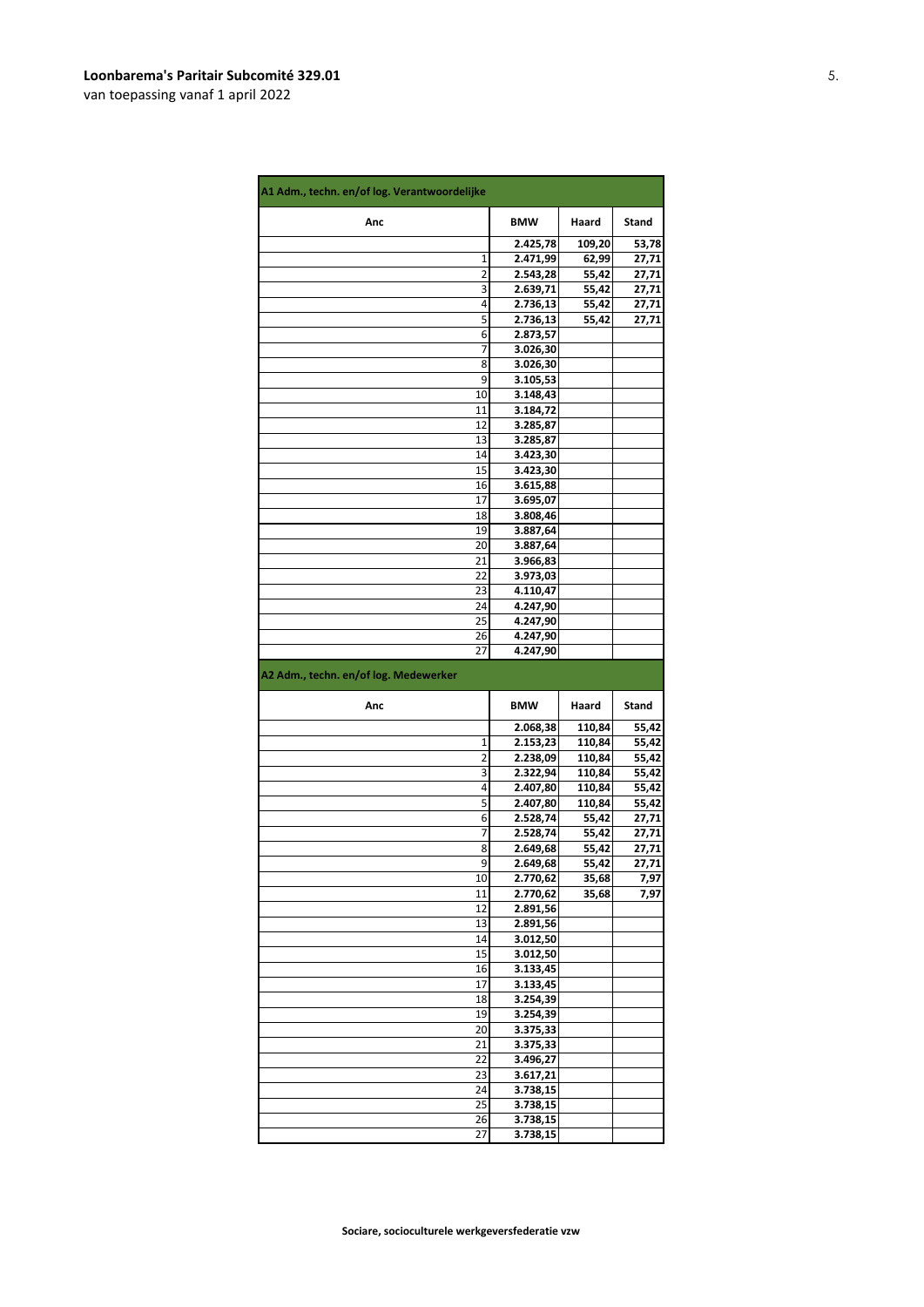**Loonbarema's Paritair Subcomité 329.01**
van toepassing vanaf 1 april 2022

| A1 Adm., techn. en/of log. Verantwoordelijke | | | |
|---|---|---|---|
| **Anc** | **BMW** | **Haard** | **Stand** |
| | **2.425,78** | **109,20** | **53,78** |
| 1 | **2.471,99** | **62,99** | **27,71** |
| 2 | **2.543,28** | **55,42** | **27,71** |
| 3 | **2.639,71** | **55,42** | **27,71** |
| 4 | **2.736,13** | **55,42** | **27,71** |
| 5 | **2.736,13** | **55,42** | **27,71** |
| 6 | **2.873,57** | | |
| 7 | **3.026,30** | | |
| 8 | **3.026,30** | | |
| 9 | **3.105,53** | | |
| 10 | **3.148,43** | | |
| 11 | **3.184,72** | | |
| 12 | **3.285,87** | | |
| 13 | **3.285,87** | | |
| 14 | **3.423,30** | | |
| 15 | **3.423,30** | | |
| 16 | **3.615,88** | | |
| 17 | **3.695,07** | | |
| 18 | **3.808,46** | | |
| 19 | **3.887,64** | | |
| 20 | **3.887,64** | | |
| 21 | **3.966,83** | | |
| 22 | **3.973,03** | | |
| 23 | **4.110,47** | | |
| 24 | **4.247,90** | | |
| 25 | **4.247,90** | | |
| 26 | **4.247,90** | | |
| 27 | **4.247,90** | | |

| A2 Adm., techn. en/of log. Medewerker | | | |
|---|---|---|---|
| **Anc** | **BMW** | **Haard** | **Stand** |
| | **2.068,38** | **110,84** | **55,42** |
| 1 | **2.153,23** | **110,84** | **55,42** |
| 2 | **2.238,09** | **110,84** | **55,42** |
| 3 | **2.322,94** | **110,84** | **55,42** |
| 4 | **2.407,80** | **110,84** | **55,42** |
| 5 | **2.407,80** | **110,84** | **55,42** |
| 6 | **2.528,74** | **55,42** | **27,71** |
| 7 | **2.528,74** | **55,42** | **27,71** |
| 8 | **2.649,68** | **55,42** | **27,71** |
| 9 | **2.649,68** | **55,42** | **27,71** |
| 10 | **2.770,62** | **35,68** | **7,97** |
| 11 | **2.770,62** | **35,68** | **7,97** |
| 12 | **2.891,56** | | |
| 13 | **2.891,56** | | |
| 14 | **3.012,50** | | |
| 15 | **3.012,50** | | |
| 16 | **3.133,45** | | |
| 17 | **3.133,45** | | |
| 18 | **3.254,39** | | |
| 19 | **3.254,39** | | |
| 20 | **3.375,33** | | |
| 21 | **3.375,33** | | |
| 22 | **3.496,27** | | |
| 23 | **3.617,21** | | |
| 24 | **3.738,15** | | |
| 25 | **3.738,15** | | |
| 26 | **3.738,15** | | |
| 27 | **3.738,15** | | |

**Sociare, socioculturele werkgeversfederatie vzw**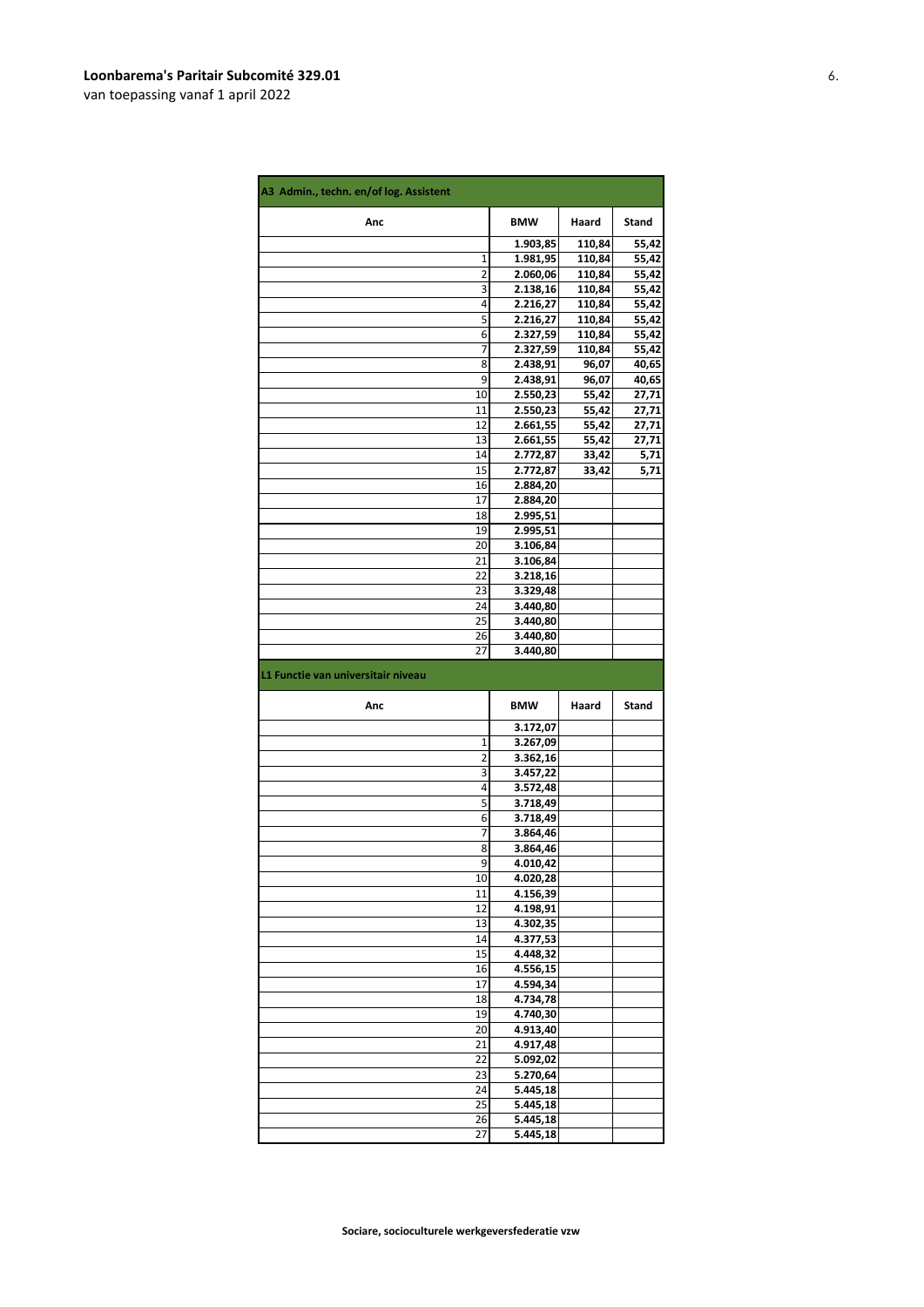**Loonbarema's Paritair Subcomité 329.01**
van toepassing vanaf 1 april 2022

| A3 Admin., techn. en/of log. Assistent | | | |
|---|---|---|---|
| **Anc** | **BMW** | **Haard** | **Stand** |
| | 1.903,85 | 110,84 | 55,42 |
| 1 | 1.981,95 | 110,84 | 55,42 |
| 2 | 2.060,06 | 110,84 | 55,42 |
| 3 | 2.138,16 | 110,84 | 55,42 |
| 4 | 2.216,27 | 110,84 | 55,42 |
| 5 | 2.216,27 | 110,84 | 55,42 |
| 6 | 2.327,59 | 110,84 | 55,42 |
| 7 | 2.327,59 | 110,84 | 55,42 |
| 8 | 2.438,91 | 96,07 | 40,65 |
| 9 | 2.438,91 | 96,07 | 40,65 |
| 10 | 2.550,23 | 55,42 | 27,71 |
| 11 | 2.550,23 | 55,42 | 27,71 |
| 12 | 2.661,55 | 55,42 | 27,71 |
| 13 | 2.661,55 | 55,42 | 27,71 |
| 14 | 2.772,87 | 33,42 | 5,71 |
| 15 | 2.772,87 | 33,42 | 5,71 |
| 16 | 2.884,20 | | |
| 17 | 2.884,20 | | |
| 18 | 2.995,51 | | |
| 19 | 2.995,51 | | |
| 20 | 3.106,84 | | |
| 21 | 3.106,84 | | |
| 22 | 3.218,16 | | |
| 23 | 3.329,48 | | |
| 24 | 3.440,80 | | |
| 25 | 3.440,80 | | |
| 26 | 3.440,80 | | |
| 27 | 3.440,80 | | |

| L1 Functie van universitair niveau | | | |
|---|---|---|---|
| **Anc** | **BMW** | **Haard** | **Stand** |
| | 3.172,07 | | |
| 1 | 3.267,09 | | |
| 2 | 3.362,16 | | |
| 3 | 3.457,22 | | |
| 4 | 3.572,48 | | |
| 5 | 3.718,49 | | |
| 6 | 3.718,49 | | |
| 7 | 3.864,46 | | |
| 8 | 3.864,46 | | |
| 9 | 4.010,42 | | |
| 10 | 4.020,28 | | |
| 11 | 4.156,39 | | |
| 12 | 4.198,91 | | |
| 13 | 4.302,35 | | |
| 14 | 4.377,53 | | |
| 15 | 4.448,32 | | |
| 16 | 4.556,15 | | |
| 17 | 4.594,34 | | |
| 18 | 4.734,78 | | |
| 19 | 4.740,30 | | |
| 20 | 4.913,40 | | |
| 21 | 4.917,48 | | |
| 22 | 5.092,02 | | |
| 23 | 5.270,64 | | |
| 24 | 5.445,18 | | |
| 25 | 5.445,18 | | |
| 26 | 5.445,18 | | |
| 27 | 5.445,18 | | |

**Sociare, socioculturele werkgeversfederatie vzw**